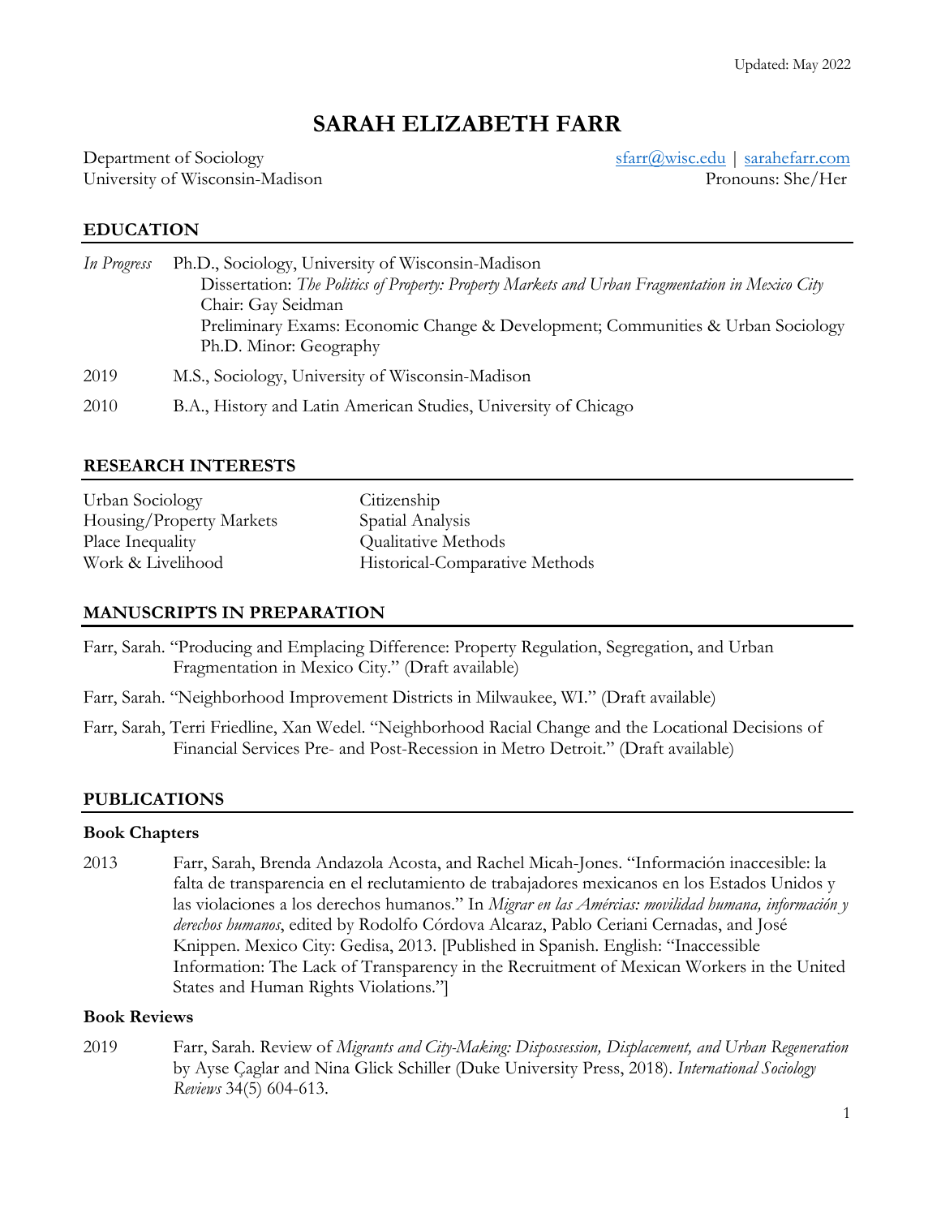Updated: May 2022

# SARAH ELIZABETH FARR

Department of Sociology
University of Wisconsin-Madison

sfarr@wisc.edu | sarahefarr.com
Pronouns: She/Her

## EDUCATION

*In Progress* Ph.D., Sociology, University of Wisconsin-Madison
Dissertation: *The Politics of Property: Property Markets and Urban Fragmentation in Mexico City*
Chair: Gay Seidman
Preliminary Exams: Economic Change & Development; Communities & Urban Sociology
Ph.D. Minor: Geography

2019 M.S., Sociology, University of Wisconsin-Madison

2010 B.A., History and Latin American Studies, University of Chicago

## RESEARCH INTERESTS

- Urban Sociology
- Housing/Property Markets
- Place Inequality
- Work & Livelihood
- Citizenship
- Spatial Analysis
- Qualitative Methods
- Historical-Comparative Methods

## MANUSCRIPTS IN PREPARATION

Farr, Sarah. "Producing and Emplacing Difference: Property Regulation, Segregation, and Urban Fragmentation in Mexico City." (Draft available)

Farr, Sarah. "Neighborhood Improvement Districts in Milwaukee, WI." (Draft available)

Farr, Sarah, Terri Friedline, Xan Wedel. "Neighborhood Racial Change and the Locational Decisions of Financial Services Pre- and Post-Recession in Metro Detroit." (Draft available)

## PUBLICATIONS

### Book Chapters

2013 Farr, Sarah, Brenda Andazola Acosta, and Rachel Micah-Jones. "Información inaccesible: la falta de transparencia en el reclutamiento de trabajadores mexicanos en los Estados Unidos y las violaciones a los derechos humanos." In *Migrar en las Amércias: movilidad humana, información y derechos humanos*, edited by Rodolfo Córdova Alcaraz, Pablo Ceriani Cernadas, and José Knippen. Mexico City: Gedisa, 2013. [Published in Spanish. English: "Inaccessible Information: The Lack of Transparency in the Recruitment of Mexican Workers in the United States and Human Rights Violations."]

### Book Reviews

2019 Farr, Sarah. Review of *Migrants and City-Making: Dispossession, Displacement, and Urban Regeneration* by Ayse Çaglar and Nina Glick Schiller (Duke University Press, 2018). *International Sociology Reviews* 34(5) 604-613.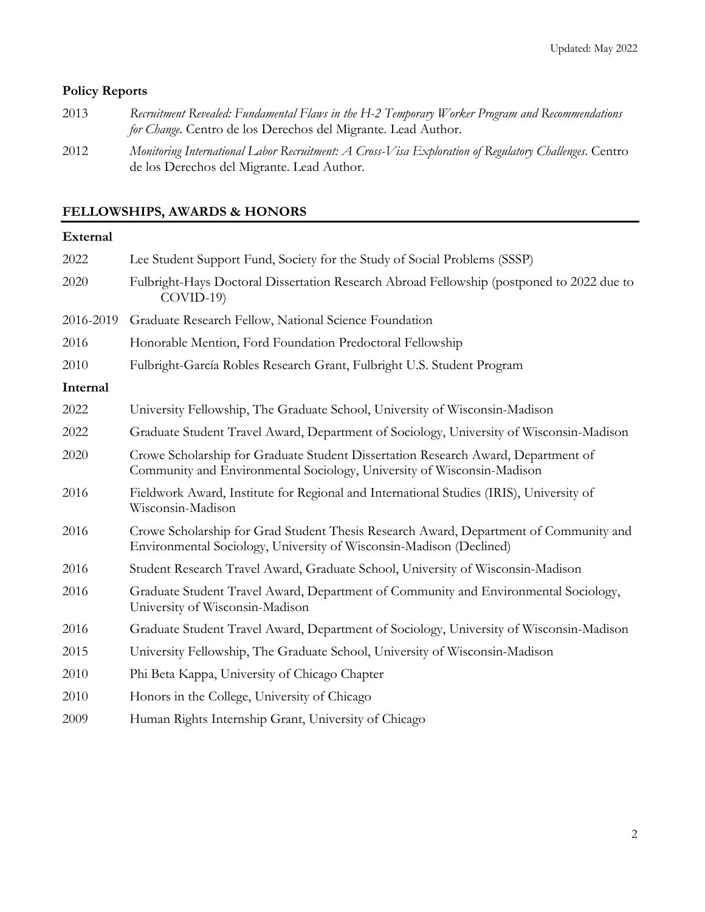### Policy Reports

2013 *Recruitment Revealed: Fundamental Flaws in the H-2 Temporary Worker Program and Recommendations for Change*. Centro de los Derechos del Migrante. Lead Author.

2012 *Monitoring International Labor Recruitment: A Cross-Visa Exploration of Regulatory Challenges*. Centro de los Derechos del Migrante. Lead Author.

## FELLOWSHIPS, AWARDS & HONORS

### External

2022 Lee Student Support Fund, Society for the Study of Social Problems (SSSP)

2020 Fulbright-Hays Doctoral Dissertation Research Abroad Fellowship (postponed to 2022 due to COVID-19)

2016-2019 Graduate Research Fellow, National Science Foundation

2016 Honorable Mention, Ford Foundation Predoctoral Fellowship

2010 Fulbright-García Robles Research Grant, Fulbright U.S. Student Program

### Internal

2022 University Fellowship, The Graduate School, University of Wisconsin-Madison

2022 Graduate Student Travel Award, Department of Sociology, University of Wisconsin-Madison

2020 Crowe Scholarship for Graduate Student Dissertation Research Award, Department of Community and Environmental Sociology, University of Wisconsin-Madison

2016 Fieldwork Award, Institute for Regional and International Studies (IRIS), University of Wisconsin-Madison

2016 Crowe Scholarship for Grad Student Thesis Research Award, Department of Community and Environmental Sociology, University of Wisconsin-Madison (Declined)

2016 Student Research Travel Award, Graduate School, University of Wisconsin-Madison

2016 Graduate Student Travel Award, Department of Community and Environmental Sociology, University of Wisconsin-Madison

2016 Graduate Student Travel Award, Department of Sociology, University of Wisconsin-Madison

2015 University Fellowship, The Graduate School, University of Wisconsin-Madison

2010 Phi Beta Kappa, University of Chicago Chapter

2010 Honors in the College, University of Chicago

2009 Human Rights Internship Grant, University of Chicago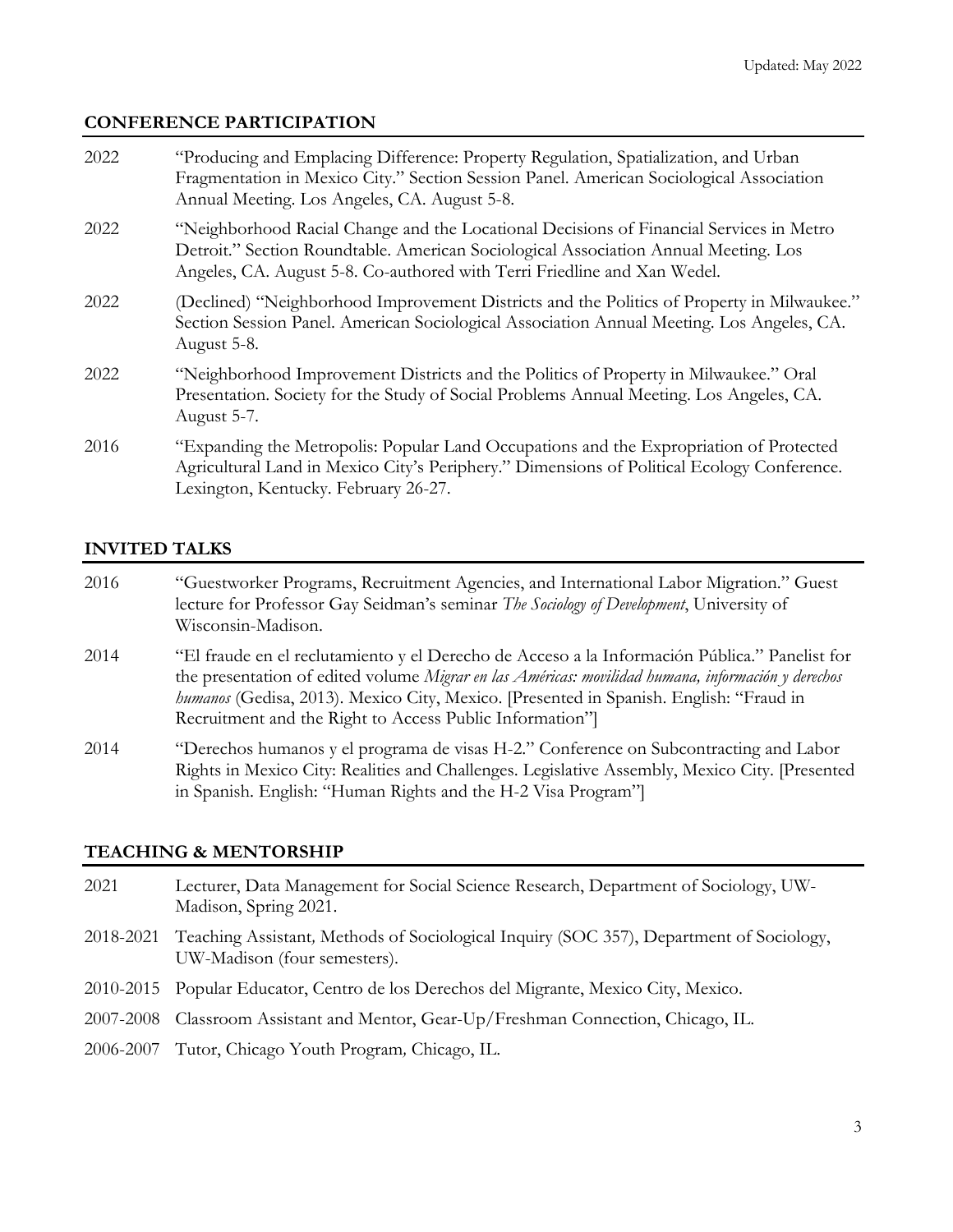## CONFERENCE PARTICIPATION

2022 "Producing and Emplacing Difference: Property Regulation, Spatialization, and Urban Fragmentation in Mexico City." Section Session Panel. American Sociological Association Annual Meeting. Los Angeles, CA. August 5-8.

2022 "Neighborhood Racial Change and the Locational Decisions of Financial Services in Metro Detroit." Section Roundtable. American Sociological Association Annual Meeting. Los Angeles, CA. August 5-8. Co-authored with Terri Friedline and Xan Wedel.

2022 (Declined) "Neighborhood Improvement Districts and the Politics of Property in Milwaukee." Section Session Panel. American Sociological Association Annual Meeting. Los Angeles, CA. August 5-8.

2022 "Neighborhood Improvement Districts and the Politics of Property in Milwaukee." Oral Presentation. Society for the Study of Social Problems Annual Meeting. Los Angeles, CA. August 5-7.

2016 "Expanding the Metropolis: Popular Land Occupations and the Expropriation of Protected Agricultural Land in Mexico City's Periphery." Dimensions of Political Ecology Conference. Lexington, Kentucky. February 26-27.

## INVITED TALKS

2016 "Guestworker Programs, Recruitment Agencies, and International Labor Migration." Guest lecture for Professor Gay Seidman's seminar *The Sociology of Development*, University of Wisconsin-Madison.

2014 "El fraude en el reclutamiento y el Derecho de Acceso a la Información Pública." Panelist for the presentation of edited volume *Migrar en las Américas: movilidad humana, información y derechos humanos* (Gedisa, 2013). Mexico City, Mexico. [Presented in Spanish. English: "Fraud in Recruitment and the Right to Access Public Information"]

2014 "Derechos humanos y el programa de visas H-2." Conference on Subcontracting and Labor Rights in Mexico City: Realities and Challenges. Legislative Assembly, Mexico City. [Presented in Spanish. English: "Human Rights and the H-2 Visa Program"]

## TEACHING & MENTORSHIP

2021 Lecturer, Data Management for Social Science Research, Department of Sociology, UW-Madison, Spring 2021.

2018-2021 Teaching Assistant*,* Methods of Sociological Inquiry (SOC 357), Department of Sociology, UW-Madison (four semesters).

2010-2015 Popular Educator, Centro de los Derechos del Migrante, Mexico City, Mexico.

2007-2008 Classroom Assistant and Mentor, Gear-Up/Freshman Connection, Chicago, IL.

2006-2007 Tutor, Chicago Youth Program*,* Chicago, IL.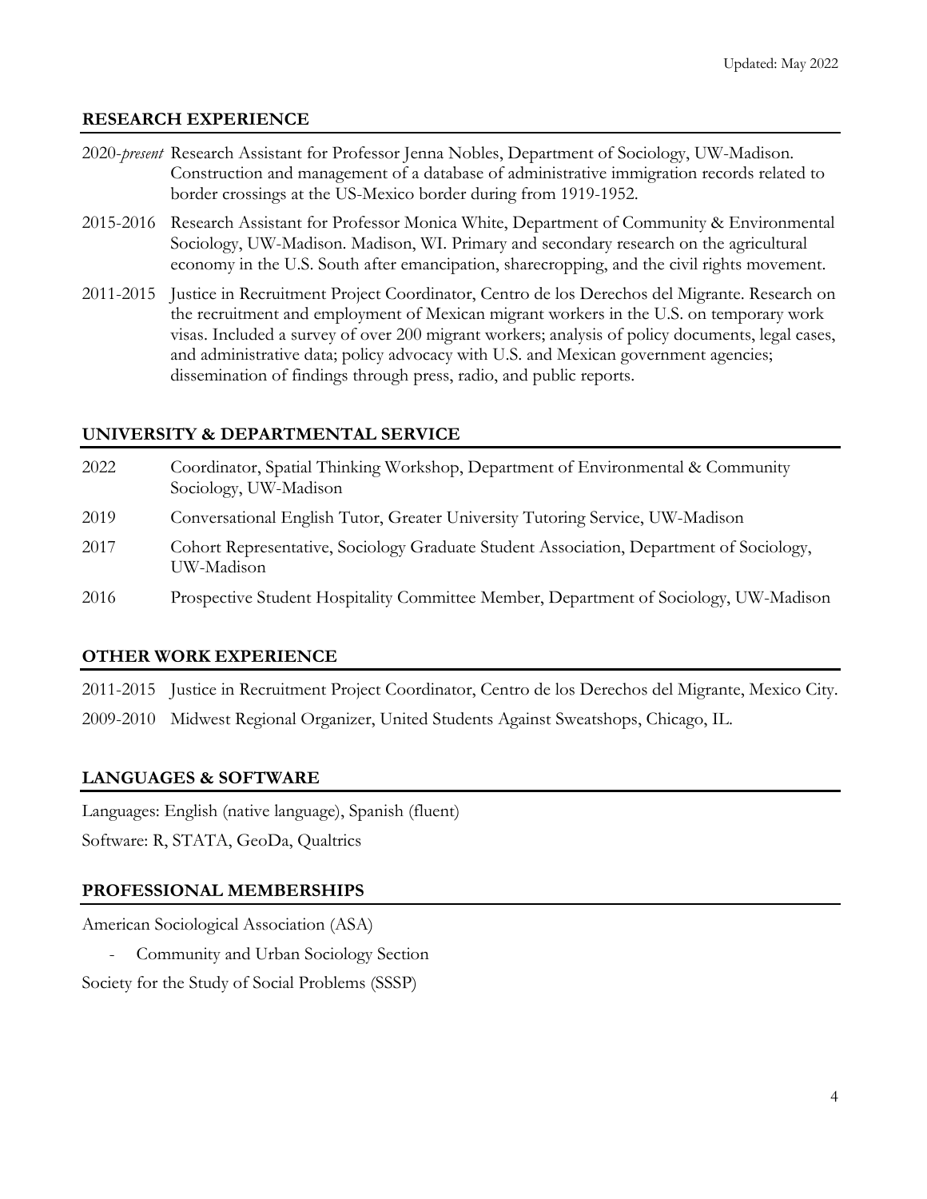## RESEARCH EXPERIENCE

2020-*present* Research Assistant for Professor Jenna Nobles, Department of Sociology, UW-Madison. Construction and management of a database of administrative immigration records related to border crossings at the US-Mexico border during from 1919-1952.

2015-2016 Research Assistant for Professor Monica White, Department of Community & Environmental Sociology, UW-Madison. Madison, WI. Primary and secondary research on the agricultural economy in the U.S. South after emancipation, sharecropping, and the civil rights movement.

2011-2015 Justice in Recruitment Project Coordinator, Centro de los Derechos del Migrante. Research on the recruitment and employment of Mexican migrant workers in the U.S. on temporary work visas. Included a survey of over 200 migrant workers; analysis of policy documents, legal cases, and administrative data; policy advocacy with U.S. and Mexican government agencies; dissemination of findings through press, radio, and public reports.

## UNIVERSITY & DEPARTMENTAL SERVICE

2022 Coordinator, Spatial Thinking Workshop, Department of Environmental & Community Sociology, UW-Madison

2019 Conversational English Tutor, Greater University Tutoring Service, UW-Madison

2017 Cohort Representative, Sociology Graduate Student Association, Department of Sociology, UW-Madison

2016 Prospective Student Hospitality Committee Member, Department of Sociology, UW-Madison

## OTHER WORK EXPERIENCE

2011-2015 Justice in Recruitment Project Coordinator, Centro de los Derechos del Migrante, Mexico City.

2009-2010 Midwest Regional Organizer, United Students Against Sweatshops, Chicago, IL.

## LANGUAGES & SOFTWARE

Languages: English (native language), Spanish (fluent)

Software: R, STATA, GeoDa, Qualtrics

## PROFESSIONAL MEMBERSHIPS

American Sociological Association (ASA)

- Community and Urban Sociology Section

Society for the Study of Social Problems (SSSP)